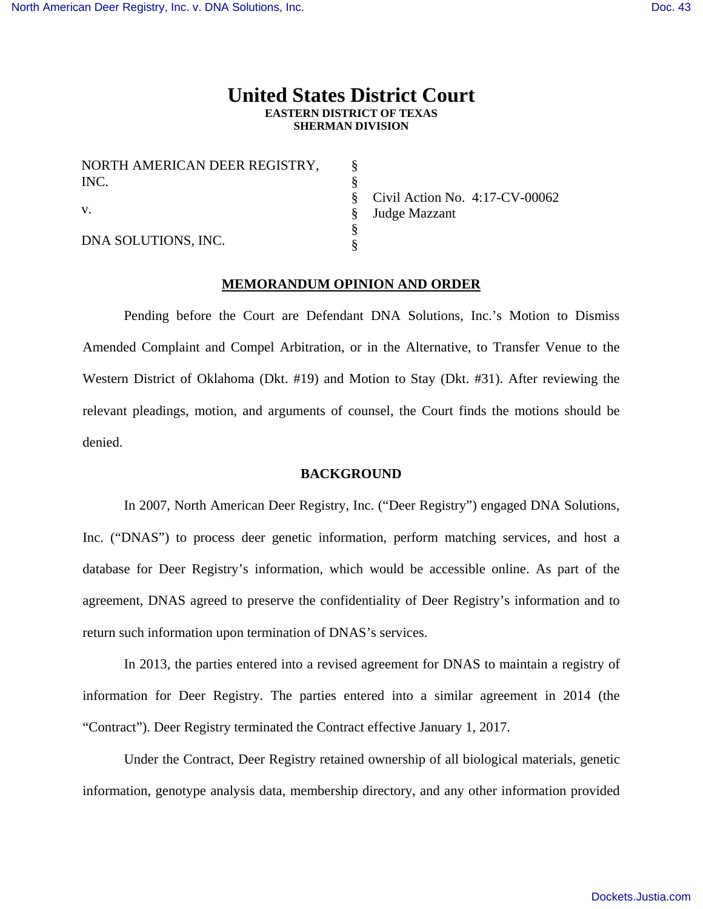# United States District Court
**EASTERN DISTRICT OF TEXAS**
**SHERMAN DIVISION**

| | | |
|---|---|---|
| NORTH AMERICAN DEER REGISTRY, INC. | § | |
| | § | |
| v. | § | Civil Action No. 4:17-CV-00062 |
| | § | Judge Mazzant |
| DNA SOLUTIONS, INC. | § | |
| | § | |

## MEMORANDUM OPINION AND ORDER

Pending before the Court are Defendant DNA Solutions, Inc.'s Motion to Dismiss Amended Complaint and Compel Arbitration, or in the Alternative, to Transfer Venue to the Western District of Oklahoma (Dkt. #19) and Motion to Stay (Dkt. #31). After reviewing the relevant pleadings, motion, and arguments of counsel, the Court finds the motions should be denied.

## BACKGROUND

In 2007, North American Deer Registry, Inc. ("Deer Registry") engaged DNA Solutions, Inc. ("DNAS") to process deer genetic information, perform matching services, and host a database for Deer Registry's information, which would be accessible online. As part of the agreement, DNAS agreed to preserve the confidentiality of Deer Registry's information and to return such information upon termination of DNAS's services.

In 2013, the parties entered into a revised agreement for DNAS to maintain a registry of information for Deer Registry. The parties entered into a similar agreement in 2014 (the "Contract"). Deer Registry terminated the Contract effective January 1, 2017.

Under the Contract, Deer Registry retained ownership of all biological materials, genetic information, genotype analysis data, membership directory, and any other information provided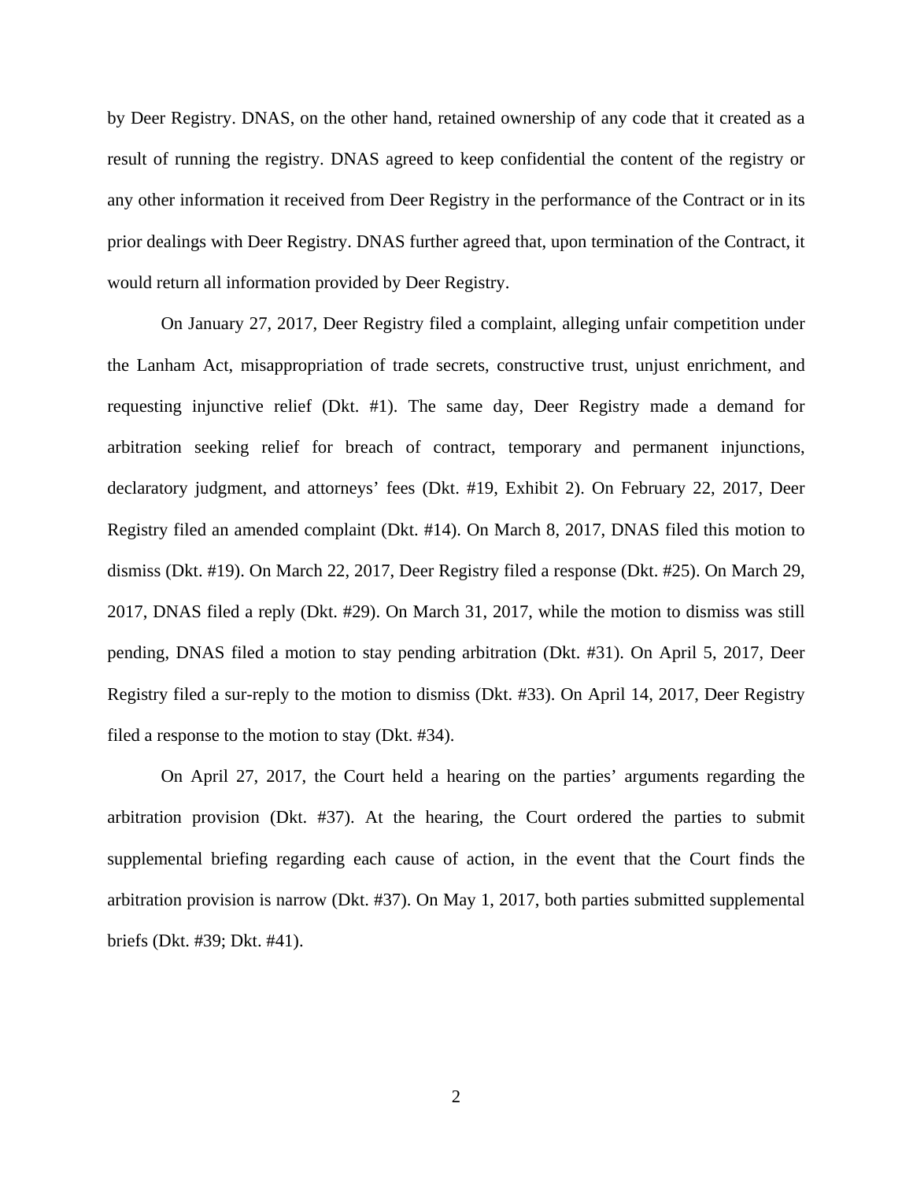by Deer Registry. DNAS, on the other hand, retained ownership of any code that it created as a result of running the registry. DNAS agreed to keep confidential the content of the registry or any other information it received from Deer Registry in the performance of the Contract or in its prior dealings with Deer Registry. DNAS further agreed that, upon termination of the Contract, it would return all information provided by Deer Registry.

On January 27, 2017, Deer Registry filed a complaint, alleging unfair competition under the Lanham Act, misappropriation of trade secrets, constructive trust, unjust enrichment, and requesting injunctive relief (Dkt. #1). The same day, Deer Registry made a demand for arbitration seeking relief for breach of contract, temporary and permanent injunctions, declaratory judgment, and attorneys' fees (Dkt. #19, Exhibit 2). On February 22, 2017, Deer Registry filed an amended complaint (Dkt. #14). On March 8, 2017, DNAS filed this motion to dismiss (Dkt. #19). On March 22, 2017, Deer Registry filed a response (Dkt. #25). On March 29, 2017, DNAS filed a reply (Dkt. #29). On March 31, 2017, while the motion to dismiss was still pending, DNAS filed a motion to stay pending arbitration (Dkt. #31). On April 5, 2017, Deer Registry filed a sur-reply to the motion to dismiss (Dkt. #33). On April 14, 2017, Deer Registry filed a response to the motion to stay (Dkt. #34).

On April 27, 2017, the Court held a hearing on the parties' arguments regarding the arbitration provision (Dkt. #37). At the hearing, the Court ordered the parties to submit supplemental briefing regarding each cause of action, in the event that the Court finds the arbitration provision is narrow (Dkt. #37). On May 1, 2017, both parties submitted supplemental briefs (Dkt. #39; Dkt. #41).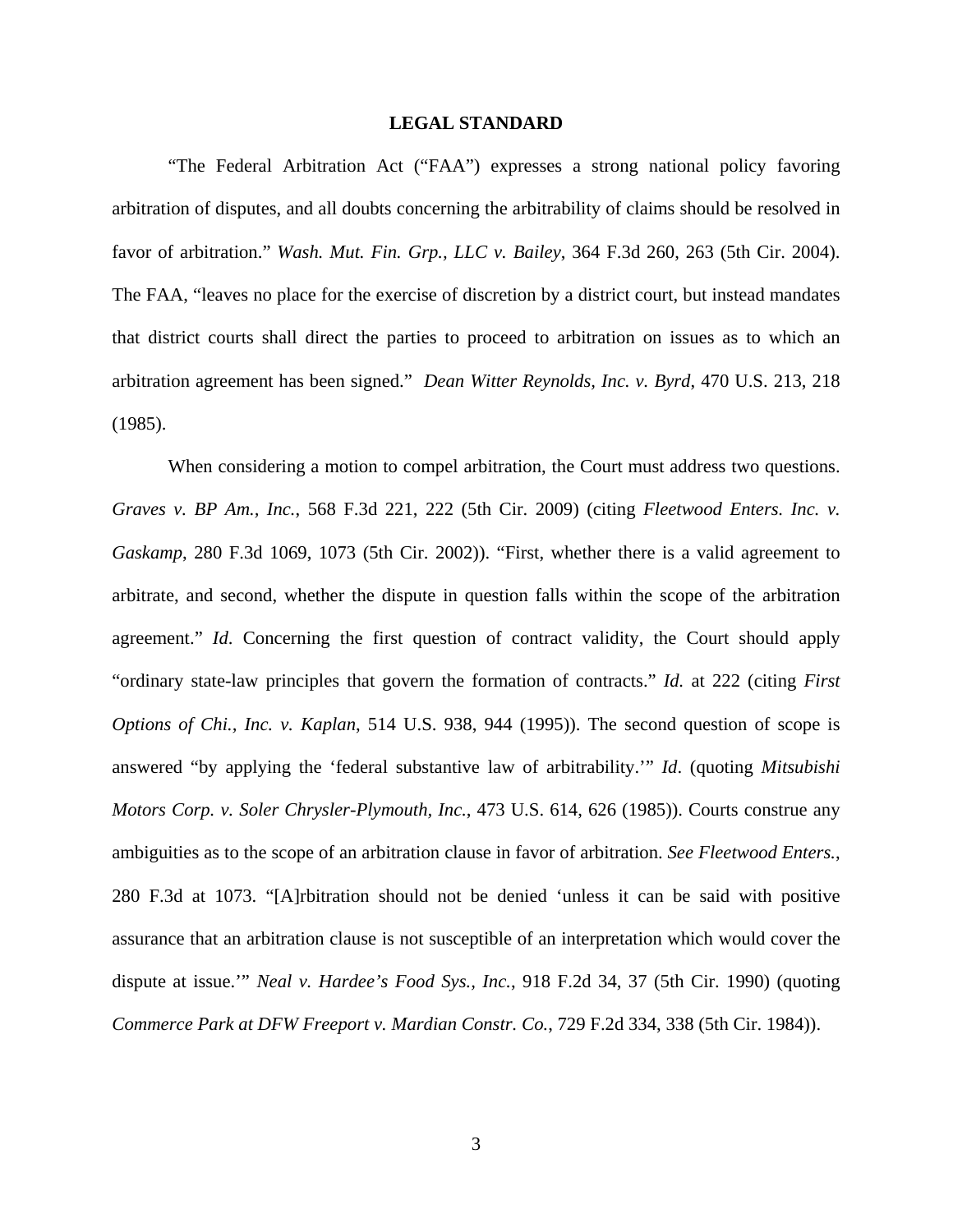## LEGAL STANDARD

"The Federal Arbitration Act ("FAA") expresses a strong national policy favoring arbitration of disputes, and all doubts concerning the arbitrability of claims should be resolved in favor of arbitration." *Wash. Mut. Fin. Grp., LLC v. Bailey*, 364 F.3d 260, 263 (5th Cir. 2004). The FAA, "leaves no place for the exercise of discretion by a district court, but instead mandates that district courts shall direct the parties to proceed to arbitration on issues as to which an arbitration agreement has been signed." *Dean Witter Reynolds, Inc. v. Byrd*, 470 U.S. 213, 218 (1985).

When considering a motion to compel arbitration, the Court must address two questions. *Graves v. BP Am., Inc.*, 568 F.3d 221, 222 (5th Cir. 2009) (citing *Fleetwood Enters. Inc. v. Gaskamp*, 280 F.3d 1069, 1073 (5th Cir. 2002)). "First, whether there is a valid agreement to arbitrate, and second, whether the dispute in question falls within the scope of the arbitration agreement." *Id*. Concerning the first question of contract validity, the Court should apply "ordinary state-law principles that govern the formation of contracts." *Id.* at 222 (citing *First Options of Chi., Inc. v. Kaplan*, 514 U.S. 938, 944 (1995)). The second question of scope is answered "by applying the 'federal substantive law of arbitrability.'" *Id*. (quoting *Mitsubishi Motors Corp. v. Soler Chrysler-Plymouth, Inc.*, 473 U.S. 614, 626 (1985)). Courts construe any ambiguities as to the scope of an arbitration clause in favor of arbitration. *See Fleetwood Enters.*, 280 F.3d at 1073. "[A]rbitration should not be denied 'unless it can be said with positive assurance that an arbitration clause is not susceptible of an interpretation which would cover the dispute at issue.'" *Neal v. Hardee's Food Sys., Inc.*, 918 F.2d 34, 37 (5th Cir. 1990) (quoting *Commerce Park at DFW Freeport v. Mardian Constr. Co.*, 729 F.2d 334, 338 (5th Cir. 1984)).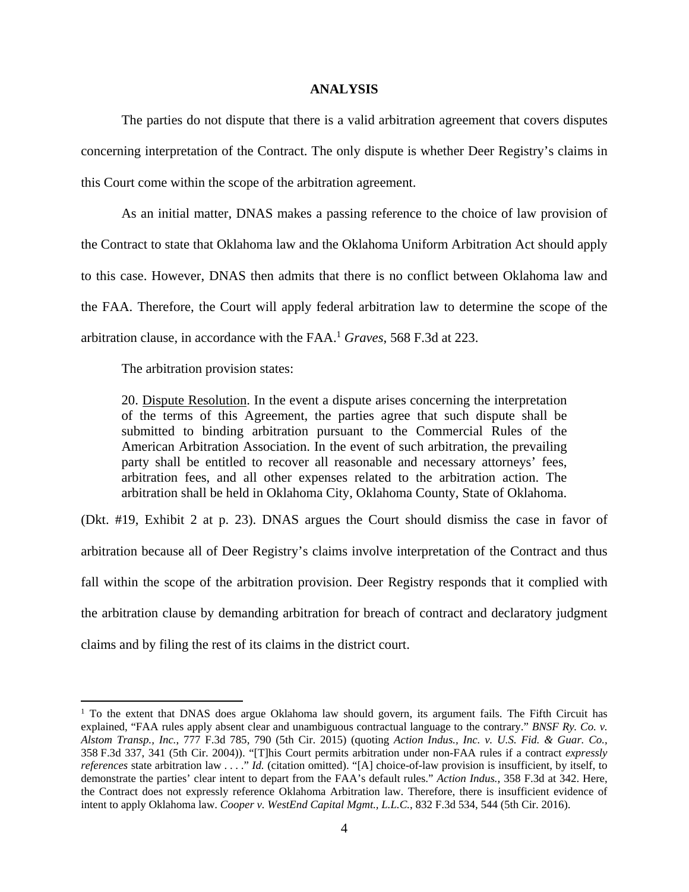## ANALYSIS

The parties do not dispute that there is a valid arbitration agreement that covers disputes concerning interpretation of the Contract. The only dispute is whether Deer Registry's claims in this Court come within the scope of the arbitration agreement.

As an initial matter, DNAS makes a passing reference to the choice of law provision of the Contract to state that Oklahoma law and the Oklahoma Uniform Arbitration Act should apply to this case. However, DNAS then admits that there is no conflict between Oklahoma law and the FAA. Therefore, the Court will apply federal arbitration law to determine the scope of the arbitration clause, in accordance with the FAA.[1] *Graves*, 568 F.3d at 223.

The arbitration provision states:

> 20. Dispute Resolution. In the event a dispute arises concerning the interpretation of the terms of this Agreement, the parties agree that such dispute shall be submitted to binding arbitration pursuant to the Commercial Rules of the American Arbitration Association. In the event of such arbitration, the prevailing party shall be entitled to recover all reasonable and necessary attorneys' fees, arbitration fees, and all other expenses related to the arbitration action. The arbitration shall be held in Oklahoma City, Oklahoma County, State of Oklahoma.

(Dkt. #19, Exhibit 2 at p. 23). DNAS argues the Court should dismiss the case in favor of arbitration because all of Deer Registry's claims involve interpretation of the Contract and thus fall within the scope of the arbitration provision. Deer Registry responds that it complied with the arbitration clause by demanding arbitration for breach of contract and declaratory judgment claims and by filing the rest of its claims in the district court.

---

[1] To the extent that DNAS does argue Oklahoma law should govern, its argument fails. The Fifth Circuit has explained, "FAA rules apply absent clear and unambiguous contractual language to the contrary." *BNSF Ry. Co. v. Alstom Transp., Inc.*, 777 F.3d 785, 790 (5th Cir. 2015) (quoting *Action Indus., Inc. v. U.S. Fid. & Guar. Co.*, 358 F.3d 337, 341 (5th Cir. 2004)). "[T]his Court permits arbitration under non-FAA rules if a contract *expressly references* state arbitration law . . . ." *Id.* (citation omitted). "[A] choice-of-law provision is insufficient, by itself, to demonstrate the parties' clear intent to depart from the FAA's default rules." *Action Indus.*, 358 F.3d at 342. Here, the Contract does not expressly reference Oklahoma Arbitration law. Therefore, there is insufficient evidence of intent to apply Oklahoma law. *Cooper v. WestEnd Capital Mgmt., L.L.C.*, 832 F.3d 534, 544 (5th Cir. 2016).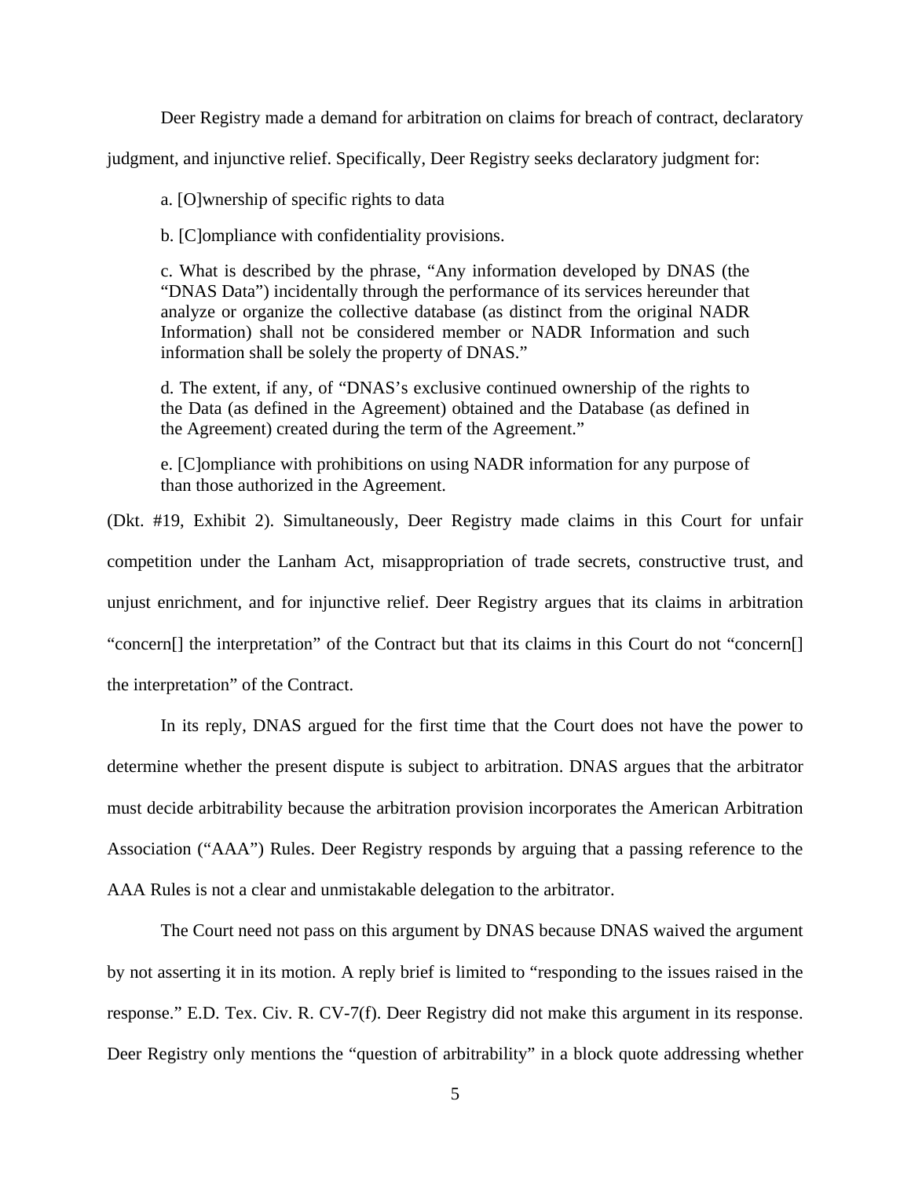Deer Registry made a demand for arbitration on claims for breach of contract, declaratory judgment, and injunctive relief. Specifically, Deer Registry seeks declaratory judgment for:

> a. [O]wnership of specific rights to data
>
> b. [C]ompliance with confidentiality provisions.
>
> c. What is described by the phrase, "Any information developed by DNAS (the "DNAS Data") incidentally through the performance of its services hereunder that analyze or organize the collective database (as distinct from the original NADR Information) shall not be considered member or NADR Information and such information shall be solely the property of DNAS."
>
> d. The extent, if any, of "DNAS's exclusive continued ownership of the rights to the Data (as defined in the Agreement) obtained and the Database (as defined in the Agreement) created during the term of the Agreement."
>
> e. [C]ompliance with prohibitions on using NADR information for any purpose of than those authorized in the Agreement.

(Dkt. #19, Exhibit 2). Simultaneously, Deer Registry made claims in this Court for unfair competition under the Lanham Act, misappropriation of trade secrets, constructive trust, and unjust enrichment, and for injunctive relief. Deer Registry argues that its claims in arbitration "concern[] the interpretation" of the Contract but that its claims in this Court do not "concern[] the interpretation" of the Contract.

In its reply, DNAS argued for the first time that the Court does not have the power to determine whether the present dispute is subject to arbitration. DNAS argues that the arbitrator must decide arbitrability because the arbitration provision incorporates the American Arbitration Association ("AAA") Rules. Deer Registry responds by arguing that a passing reference to the AAA Rules is not a clear and unmistakable delegation to the arbitrator.

The Court need not pass on this argument by DNAS because DNAS waived the argument by not asserting it in its motion. A reply brief is limited to "responding to the issues raised in the response." E.D. Tex. Civ. R. CV-7(f). Deer Registry did not make this argument in its response. Deer Registry only mentions the "question of arbitrability" in a block quote addressing whether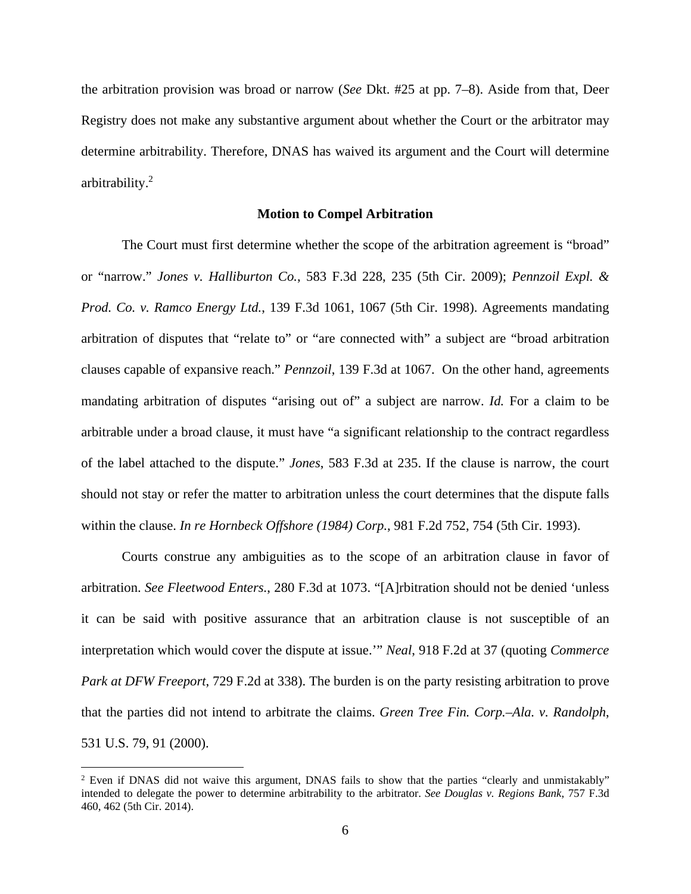the arbitration provision was broad or narrow (*See* Dkt. #25 at pp. 7–8). Aside from that, Deer Registry does not make any substantive argument about whether the Court or the arbitrator may determine arbitrability. Therefore, DNAS has waived its argument and the Court will determine arbitrability.[2]

**Motion to Compel Arbitration**

The Court must first determine whether the scope of the arbitration agreement is "broad" or "narrow." *Jones v. Halliburton Co.*, 583 F.3d 228, 235 (5th Cir. 2009); *Pennzoil Expl. & Prod. Co. v. Ramco Energy Ltd.*, 139 F.3d 1061, 1067 (5th Cir. 1998). Agreements mandating arbitration of disputes that "relate to" or "are connected with" a subject are "broad arbitration clauses capable of expansive reach." *Pennzoil*, 139 F.3d at 1067. On the other hand, agreements mandating arbitration of disputes "arising out of" a subject are narrow. *Id.* For a claim to be arbitrable under a broad clause, it must have "a significant relationship to the contract regardless of the label attached to the dispute." *Jones*, 583 F.3d at 235. If the clause is narrow, the court should not stay or refer the matter to arbitration unless the court determines that the dispute falls within the clause. *In re Hornbeck Offshore (1984) Corp.*, 981 F.2d 752, 754 (5th Cir. 1993).

Courts construe any ambiguities as to the scope of an arbitration clause in favor of arbitration. *See Fleetwood Enters.*, 280 F.3d at 1073. "[A]rbitration should not be denied 'unless it can be said with positive assurance that an arbitration clause is not susceptible of an interpretation which would cover the dispute at issue.'" *Neal*, 918 F.2d at 37 (quoting *Commerce Park at DFW Freeport*, 729 F.2d at 338). The burden is on the party resisting arbitration to prove that the parties did not intend to arbitrate the claims. *Green Tree Fin. Corp.–Ala. v. Randolph*, 531 U.S. 79, 91 (2000).

---

[2] Even if DNAS did not waive this argument, DNAS fails to show that the parties "clearly and unmistakably" intended to delegate the power to determine arbitrability to the arbitrator. *See Douglas v. Regions Bank*, 757 F.3d 460, 462 (5th Cir. 2014).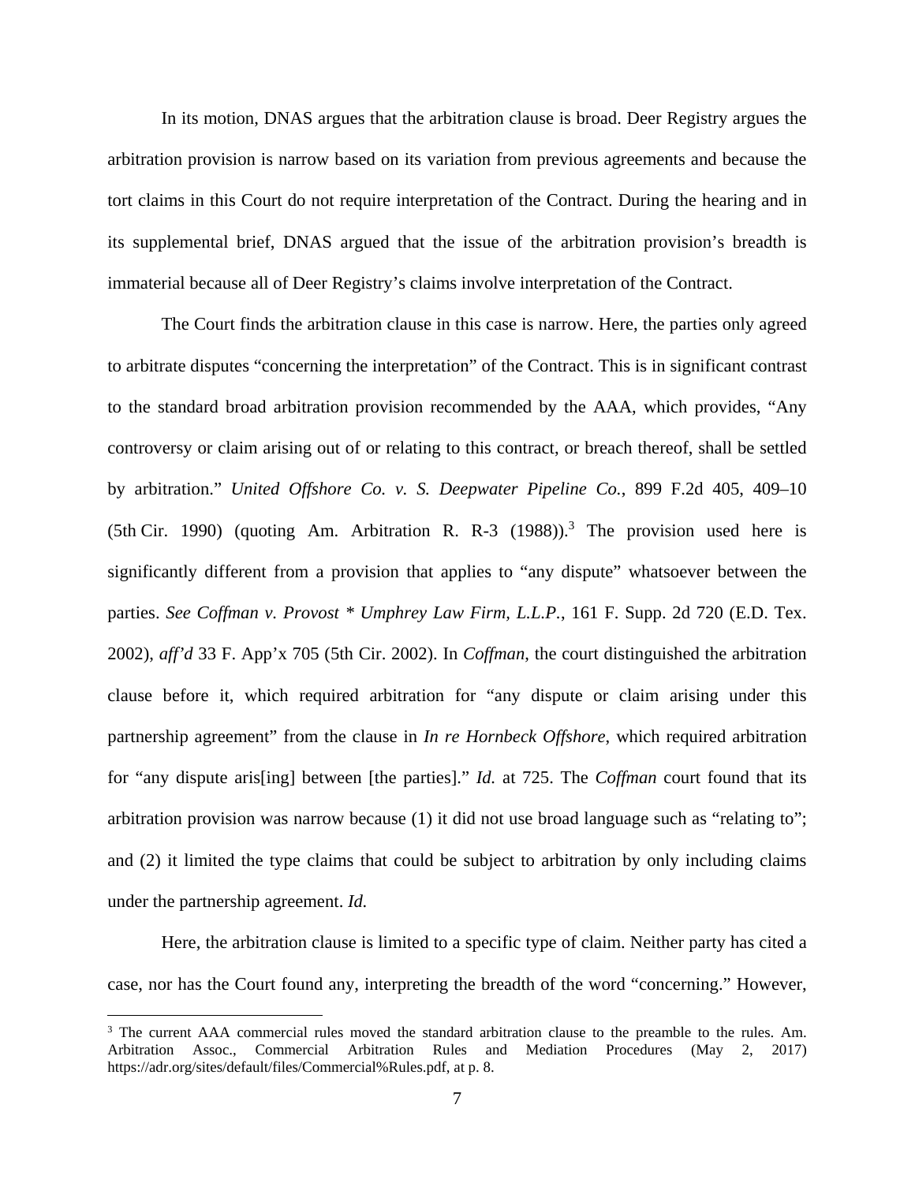In its motion, DNAS argues that the arbitration clause is broad. Deer Registry argues the arbitration provision is narrow based on its variation from previous agreements and because the tort claims in this Court do not require interpretation of the Contract. During the hearing and in its supplemental brief, DNAS argued that the issue of the arbitration provision's breadth is immaterial because all of Deer Registry's claims involve interpretation of the Contract.

The Court finds the arbitration clause in this case is narrow. Here, the parties only agreed to arbitrate disputes "concerning the interpretation" of the Contract. This is in significant contrast to the standard broad arbitration provision recommended by the AAA, which provides, "Any controversy or claim arising out of or relating to this contract, or breach thereof, shall be settled by arbitration." *United Offshore Co. v. S. Deepwater Pipeline Co.*, 899 F.2d 405, 409–10 (5th Cir. 1990) (quoting Am. Arbitration R. R-3 (1988)).[3] The provision used here is significantly different from a provision that applies to "any dispute" whatsoever between the parties. *See Coffman v. Provost * Umphrey Law Firm, L.L.P.*, 161 F. Supp. 2d 720 (E.D. Tex. 2002), *aff'd* 33 F. App'x 705 (5th Cir. 2002). In *Coffman*, the court distinguished the arbitration clause before it, which required arbitration for "any dispute or claim arising under this partnership agreement" from the clause in *In re Hornbeck Offshore*, which required arbitration for "any dispute aris[ing] between [the parties]." *Id.* at 725. The *Coffman* court found that its arbitration provision was narrow because (1) it did not use broad language such as "relating to"; and (2) it limited the type claims that could be subject to arbitration by only including claims under the partnership agreement. *Id.*

Here, the arbitration clause is limited to a specific type of claim. Neither party has cited a case, nor has the Court found any, interpreting the breadth of the word "concerning." However,

[3] The current AAA commercial rules moved the standard arbitration clause to the preamble to the rules. Am. Arbitration Assoc., Commercial Arbitration Rules and Mediation Procedures (May 2, 2017) https://adr.org/sites/default/files/Commercial%Rules.pdf, at p. 8.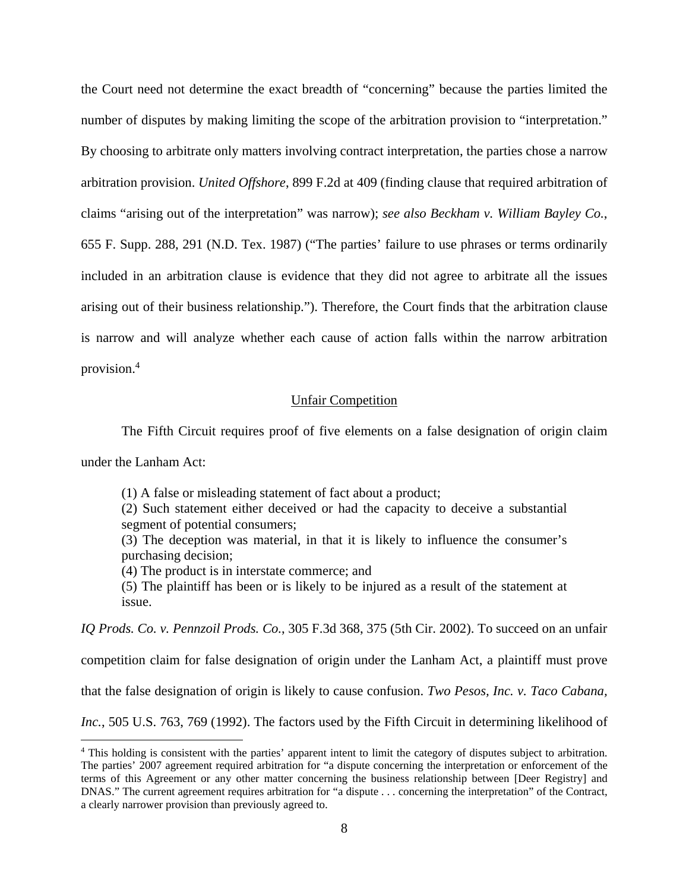the Court need not determine the exact breadth of "concerning" because the parties limited the number of disputes by making limiting the scope of the arbitration provision to "interpretation." By choosing to arbitrate only matters involving contract interpretation, the parties chose a narrow arbitration provision. *United Offshore*, 899 F.2d at 409 (finding clause that required arbitration of claims "arising out of the interpretation" was narrow); *see also Beckham v. William Bayley Co.*, 655 F. Supp. 288, 291 (N.D. Tex. 1987) ("The parties' failure to use phrases or terms ordinarily included in an arbitration clause is evidence that they did not agree to arbitrate all the issues arising out of their business relationship."). Therefore, the Court finds that the arbitration clause is narrow and will analyze whether each cause of action falls within the narrow arbitration provision.[4]

## Unfair Competition

The Fifth Circuit requires proof of five elements on a false designation of origin claim under the Lanham Act:

> (1) A false or misleading statement of fact about a product;
> (2) Such statement either deceived or had the capacity to deceive a substantial segment of potential consumers;
> (3) The deception was material, in that it is likely to influence the consumer's purchasing decision;
> (4) The product is in interstate commerce; and
> (5) The plaintiff has been or is likely to be injured as a result of the statement at issue.

*IQ Prods. Co. v. Pennzoil Prods. Co.*, 305 F.3d 368, 375 (5th Cir. 2002). To succeed on an unfair competition claim for false designation of origin under the Lanham Act, a plaintiff must prove that the false designation of origin is likely to cause confusion. *Two Pesos, Inc. v. Taco Cabana, Inc.*, 505 U.S. 763, 769 (1992). The factors used by the Fifth Circuit in determining likelihood of

---

[4] This holding is consistent with the parties' apparent intent to limit the category of disputes subject to arbitration. The parties' 2007 agreement required arbitration for "a dispute concerning the interpretation or enforcement of the terms of this Agreement or any other matter concerning the business relationship between [Deer Registry] and DNAS." The current agreement requires arbitration for "a dispute . . . concerning the interpretation" of the Contract, a clearly narrower provision than previously agreed to.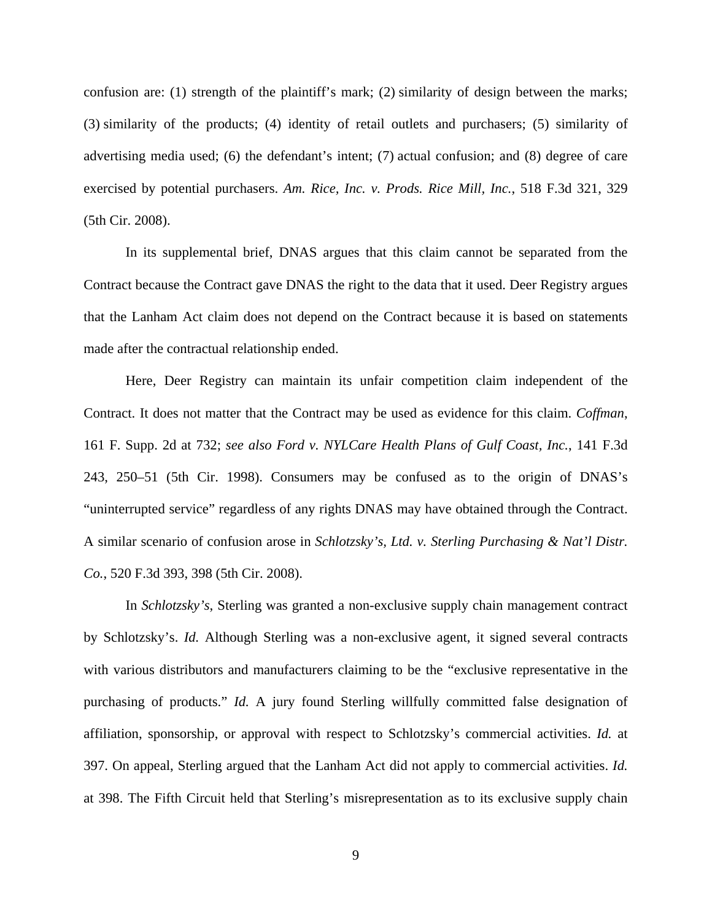confusion are: (1) strength of the plaintiff's mark; (2) similarity of design between the marks; (3) similarity of the products; (4) identity of retail outlets and purchasers; (5) similarity of advertising media used; (6) the defendant's intent; (7) actual confusion; and (8) degree of care exercised by potential purchasers. *Am. Rice, Inc. v. Prods. Rice Mill, Inc.*, 518 F.3d 321, 329 (5th Cir. 2008).

In its supplemental brief, DNAS argues that this claim cannot be separated from the Contract because the Contract gave DNAS the right to the data that it used. Deer Registry argues that the Lanham Act claim does not depend on the Contract because it is based on statements made after the contractual relationship ended.

Here, Deer Registry can maintain its unfair competition claim independent of the Contract. It does not matter that the Contract may be used as evidence for this claim. *Coffman*, 161 F. Supp. 2d at 732; *see also Ford v. NYLCare Health Plans of Gulf Coast, Inc.*, 141 F.3d 243, 250–51 (5th Cir. 1998). Consumers may be confused as to the origin of DNAS's "uninterrupted service" regardless of any rights DNAS may have obtained through the Contract. A similar scenario of confusion arose in *Schlotzsky's, Ltd. v. Sterling Purchasing & Nat'l Distr. Co.*, 520 F.3d 393, 398 (5th Cir. 2008).

In *Schlotzsky's*, Sterling was granted a non-exclusive supply chain management contract by Schlotzsky's. *Id.* Although Sterling was a non-exclusive agent, it signed several contracts with various distributors and manufacturers claiming to be the "exclusive representative in the purchasing of products." *Id.* A jury found Sterling willfully committed false designation of affiliation, sponsorship, or approval with respect to Schlotzsky's commercial activities. *Id.* at 397. On appeal, Sterling argued that the Lanham Act did not apply to commercial activities. *Id.* at 398. The Fifth Circuit held that Sterling's misrepresentation as to its exclusive supply chain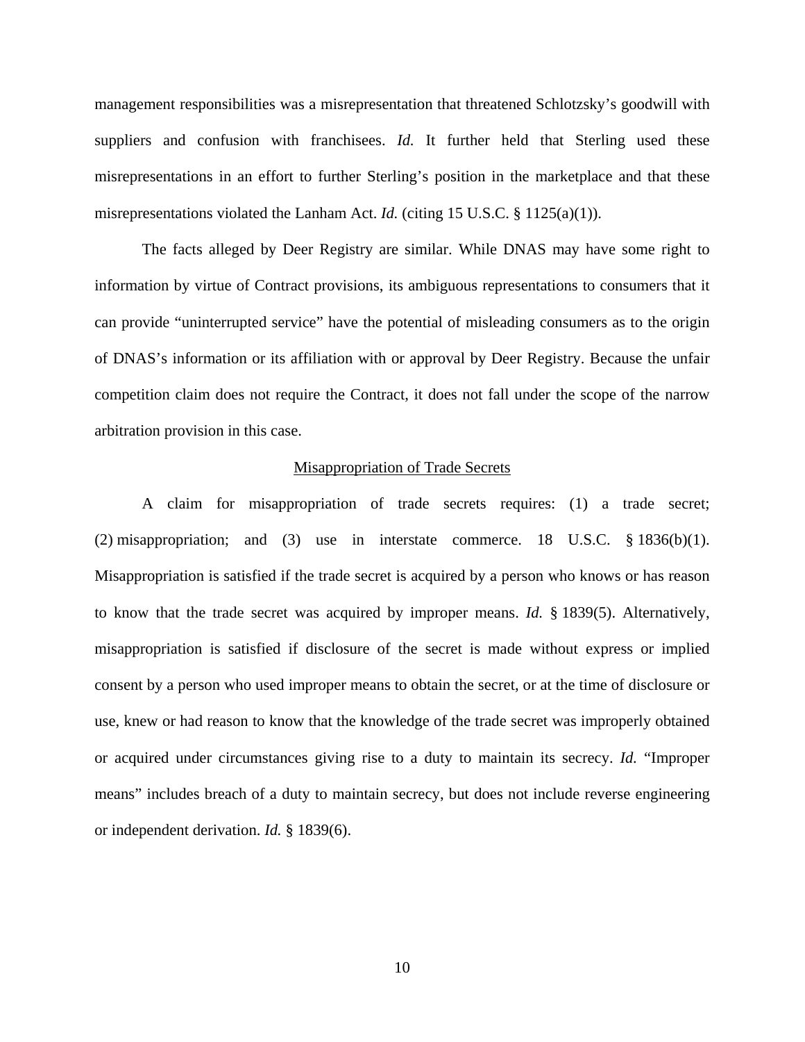management responsibilities was a misrepresentation that threatened Schlotzsky's goodwill with suppliers and confusion with franchisees. *Id.* It further held that Sterling used these misrepresentations in an effort to further Sterling's position in the marketplace and that these misrepresentations violated the Lanham Act. *Id.* (citing 15 U.S.C. § 1125(a)(1)).

The facts alleged by Deer Registry are similar. While DNAS may have some right to information by virtue of Contract provisions, its ambiguous representations to consumers that it can provide "uninterrupted service" have the potential of misleading consumers as to the origin of DNAS's information or its affiliation with or approval by Deer Registry. Because the unfair competition claim does not require the Contract, it does not fall under the scope of the narrow arbitration provision in this case.

<u>Misappropriation of Trade Secrets</u>

A claim for misappropriation of trade secrets requires: (1) a trade secret; (2) misappropriation; and (3) use in interstate commerce. 18 U.S.C. § 1836(b)(1). Misappropriation is satisfied if the trade secret is acquired by a person who knows or has reason to know that the trade secret was acquired by improper means. *Id.* § 1839(5). Alternatively, misappropriation is satisfied if disclosure of the secret is made without express or implied consent by a person who used improper means to obtain the secret, or at the time of disclosure or use, knew or had reason to know that the knowledge of the trade secret was improperly obtained or acquired under circumstances giving rise to a duty to maintain its secrecy. *Id.* "Improper means" includes breach of a duty to maintain secrecy, but does not include reverse engineering or independent derivation. *Id.* § 1839(6).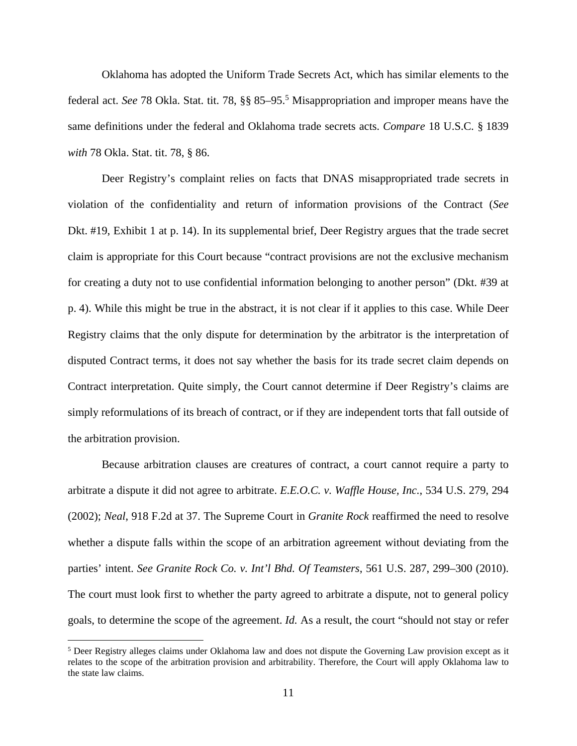Oklahoma has adopted the Uniform Trade Secrets Act, which has similar elements to the federal act. *See* 78 Okla. Stat. tit. 78, §§ 85–95.[5] Misappropriation and improper means have the same definitions under the federal and Oklahoma trade secrets acts. *Compare* 18 U.S.C. § 1839 *with* 78 Okla. Stat. tit. 78, § 86.

Deer Registry's complaint relies on facts that DNAS misappropriated trade secrets in violation of the confidentiality and return of information provisions of the Contract (*See* Dkt. #19, Exhibit 1 at p. 14). In its supplemental brief, Deer Registry argues that the trade secret claim is appropriate for this Court because "contract provisions are not the exclusive mechanism for creating a duty not to use confidential information belonging to another person" (Dkt. #39 at p. 4). While this might be true in the abstract, it is not clear if it applies to this case. While Deer Registry claims that the only dispute for determination by the arbitrator is the interpretation of disputed Contract terms, it does not say whether the basis for its trade secret claim depends on Contract interpretation. Quite simply, the Court cannot determine if Deer Registry's claims are simply reformulations of its breach of contract, or if they are independent torts that fall outside of the arbitration provision.

Because arbitration clauses are creatures of contract, a court cannot require a party to arbitrate a dispute it did not agree to arbitrate. *E.E.O.C. v. Waffle House, Inc.*, 534 U.S. 279, 294 (2002); *Neal*, 918 F.2d at 37. The Supreme Court in *Granite Rock* reaffirmed the need to resolve whether a dispute falls within the scope of an arbitration agreement without deviating from the parties' intent. *See Granite Rock Co. v. Int'l Bhd. Of Teamsters*, 561 U.S. 287, 299–300 (2010). The court must look first to whether the party agreed to arbitrate a dispute, not to general policy goals, to determine the scope of the agreement. *Id.* As a result, the court "should not stay or refer

[5] Deer Registry alleges claims under Oklahoma law and does not dispute the Governing Law provision except as it relates to the scope of the arbitration provision and arbitrability. Therefore, the Court will apply Oklahoma law to the state law claims.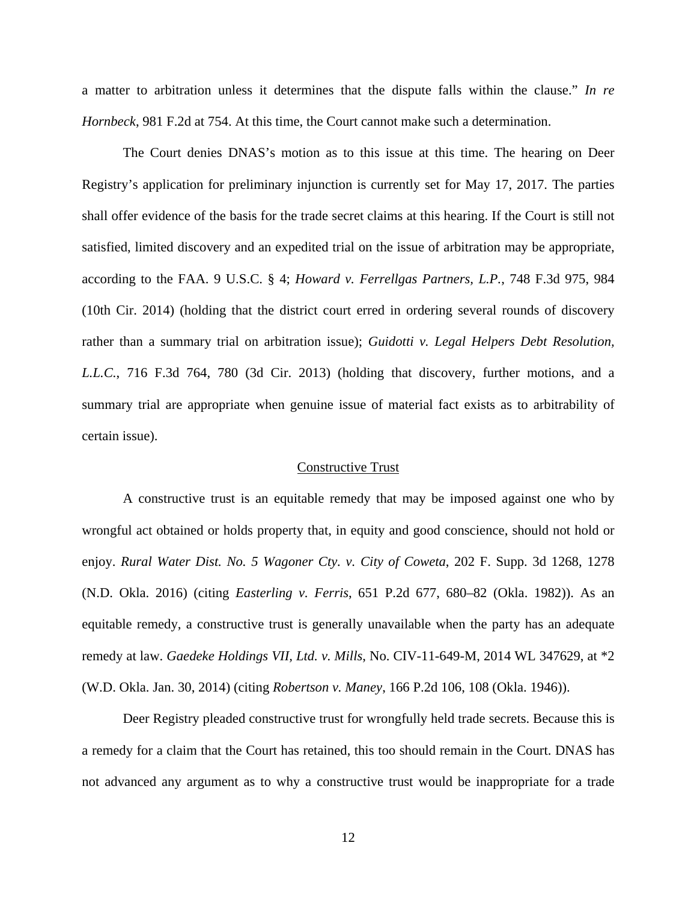a matter to arbitration unless it determines that the dispute falls within the clause." *In re Hornbeck*, 981 F.2d at 754. At this time, the Court cannot make such a determination.

The Court denies DNAS's motion as to this issue at this time. The hearing on Deer Registry's application for preliminary injunction is currently set for May 17, 2017. The parties shall offer evidence of the basis for the trade secret claims at this hearing. If the Court is still not satisfied, limited discovery and an expedited trial on the issue of arbitration may be appropriate, according to the FAA. 9 U.S.C. § 4; *Howard v. Ferrellgas Partners, L.P.*, 748 F.3d 975, 984 (10th Cir. 2014) (holding that the district court erred in ordering several rounds of discovery rather than a summary trial on arbitration issue); *Guidotti v. Legal Helpers Debt Resolution, L.L.C.*, 716 F.3d 764, 780 (3d Cir. 2013) (holding that discovery, further motions, and a summary trial are appropriate when genuine issue of material fact exists as to arbitrability of certain issue).

<u>Constructive Trust</u>

A constructive trust is an equitable remedy that may be imposed against one who by wrongful act obtained or holds property that, in equity and good conscience, should not hold or enjoy. *Rural Water Dist. No. 5 Wagoner Cty. v. City of Coweta*, 202 F. Supp. 3d 1268, 1278 (N.D. Okla. 2016) (citing *Easterling v. Ferris*, 651 P.2d 677, 680–82 (Okla. 1982)). As an equitable remedy, a constructive trust is generally unavailable when the party has an adequate remedy at law. *Gaedeke Holdings VII, Ltd. v. Mills*, No. CIV-11-649-M, 2014 WL 347629, at *2 (W.D. Okla. Jan. 30, 2014) (citing *Robertson v. Maney*, 166 P.2d 106, 108 (Okla. 1946)).

Deer Registry pleaded constructive trust for wrongfully held trade secrets. Because this is a remedy for a claim that the Court has retained, this too should remain in the Court. DNAS has not advanced any argument as to why a constructive trust would be inappropriate for a trade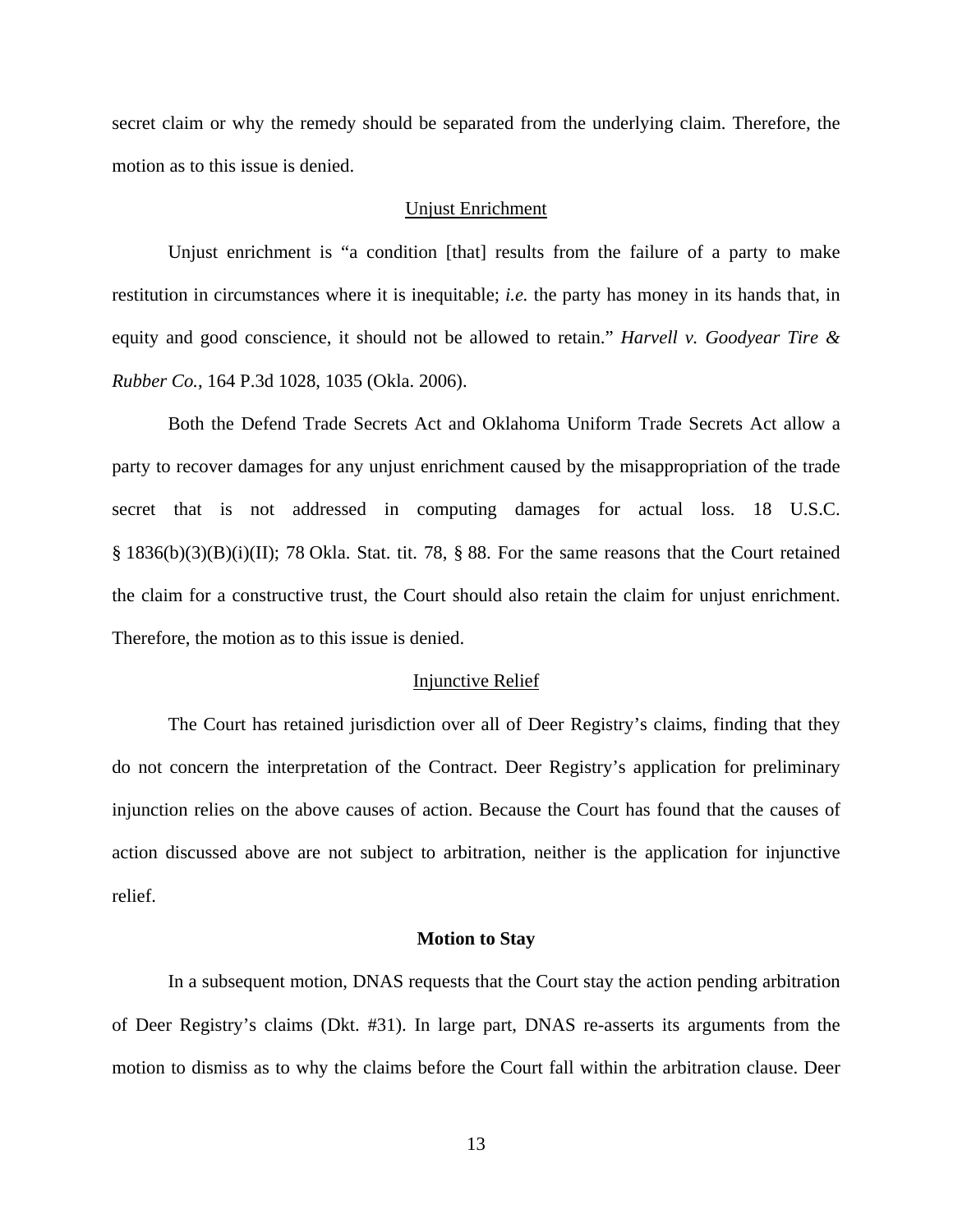secret claim or why the remedy should be separated from the underlying claim. Therefore, the motion as to this issue is denied.

## Unjust Enrichment

Unjust enrichment is "a condition [that] results from the failure of a party to make restitution in circumstances where it is inequitable; *i.e.* the party has money in its hands that, in equity and good conscience, it should not be allowed to retain." *Harvell v. Goodyear Tire & Rubber Co.*, 164 P.3d 1028, 1035 (Okla. 2006).

Both the Defend Trade Secrets Act and Oklahoma Uniform Trade Secrets Act allow a party to recover damages for any unjust enrichment caused by the misappropriation of the trade secret that is not addressed in computing damages for actual loss. 18 U.S.C. § 1836(b)(3)(B)(i)(II); 78 Okla. Stat. tit. 78, § 88. For the same reasons that the Court retained the claim for a constructive trust, the Court should also retain the claim for unjust enrichment. Therefore, the motion as to this issue is denied.

## Injunctive Relief

The Court has retained jurisdiction over all of Deer Registry's claims, finding that they do not concern the interpretation of the Contract. Deer Registry's application for preliminary injunction relies on the above causes of action. Because the Court has found that the causes of action discussed above are not subject to arbitration, neither is the application for injunctive relief.

# **Motion to Stay**

In a subsequent motion, DNAS requests that the Court stay the action pending arbitration of Deer Registry's claims (Dkt. #31). In large part, DNAS re-asserts its arguments from the motion to dismiss as to why the claims before the Court fall within the arbitration clause. Deer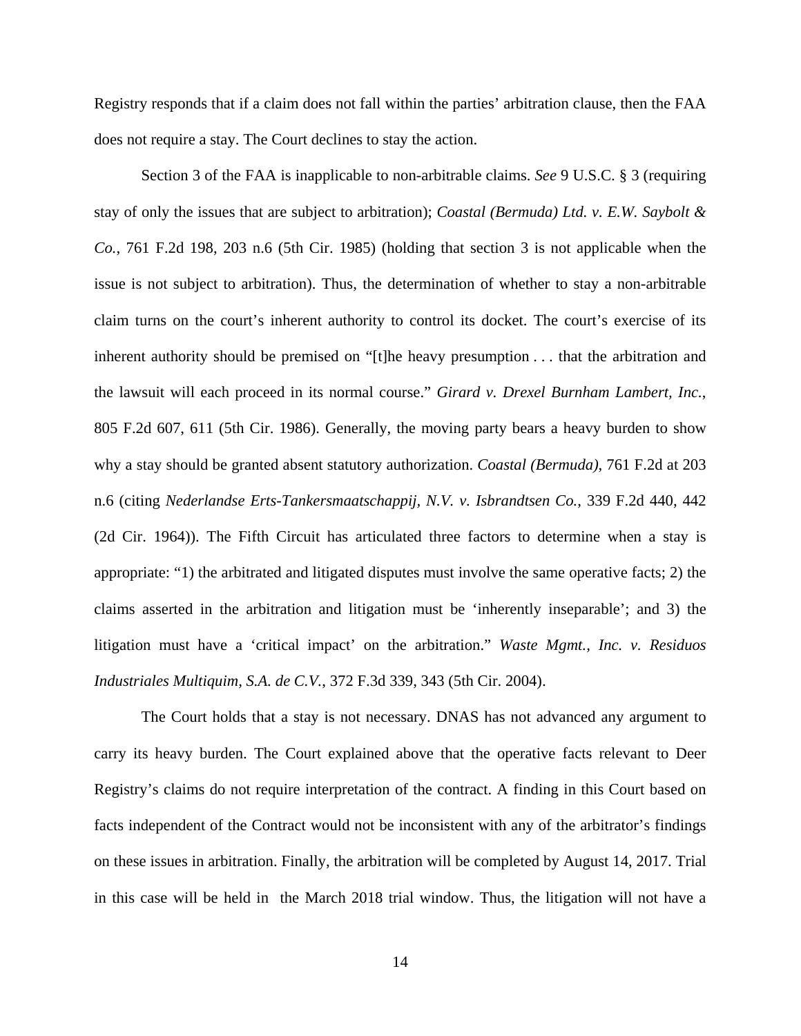Registry responds that if a claim does not fall within the parties' arbitration clause, then the FAA does not require a stay. The Court declines to stay the action.

Section 3 of the FAA is inapplicable to non-arbitrable claims. *See* 9 U.S.C. § 3 (requiring stay of only the issues that are subject to arbitration); *Coastal (Bermuda) Ltd. v. E.W. Saybolt & Co.*, 761 F.2d 198, 203 n.6 (5th Cir. 1985) (holding that section 3 is not applicable when the issue is not subject to arbitration). Thus, the determination of whether to stay a non-arbitrable claim turns on the court's inherent authority to control its docket. The court's exercise of its inherent authority should be premised on "[t]he heavy presumption . . . that the arbitration and the lawsuit will each proceed in its normal course." *Girard v. Drexel Burnham Lambert, Inc.*, 805 F.2d 607, 611 (5th Cir. 1986). Generally, the moving party bears a heavy burden to show why a stay should be granted absent statutory authorization. *Coastal (Bermuda)*, 761 F.2d at 203 n.6 (citing *Nederlandse Erts-Tankersmaatschappij, N.V. v. Isbrandtsen Co.*, 339 F.2d 440, 442 (2d Cir. 1964)). The Fifth Circuit has articulated three factors to determine when a stay is appropriate: "1) the arbitrated and litigated disputes must involve the same operative facts; 2) the claims asserted in the arbitration and litigation must be 'inherently inseparable'; and 3) the litigation must have a 'critical impact' on the arbitration." *Waste Mgmt., Inc. v. Residuos Industriales Multiquim, S.A. de C.V.*, 372 F.3d 339, 343 (5th Cir. 2004).

The Court holds that a stay is not necessary. DNAS has not advanced any argument to carry its heavy burden. The Court explained above that the operative facts relevant to Deer Registry's claims do not require interpretation of the contract. A finding in this Court based on facts independent of the Contract would not be inconsistent with any of the arbitrator's findings on these issues in arbitration. Finally, the arbitration will be completed by August 14, 2017. Trial in this case will be held in the March 2018 trial window. Thus, the litigation will not have a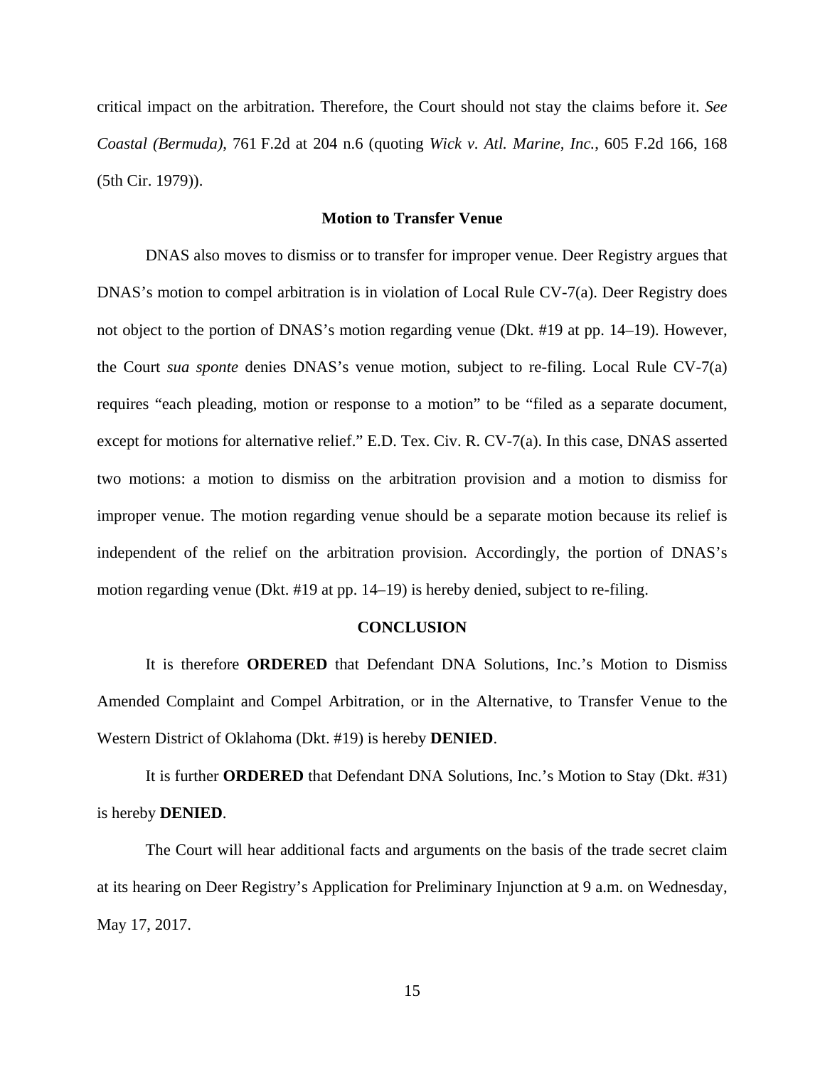critical impact on the arbitration. Therefore, the Court should not stay the claims before it. *See Coastal (Bermuda)*, 761 F.2d at 204 n.6 (quoting *Wick v. Atl. Marine, Inc.*, 605 F.2d 166, 168 (5th Cir. 1979)).

## Motion to Transfer Venue

DNAS also moves to dismiss or to transfer for improper venue. Deer Registry argues that DNAS's motion to compel arbitration is in violation of Local Rule CV-7(a). Deer Registry does not object to the portion of DNAS's motion regarding venue (Dkt. #19 at pp. 14–19). However, the Court *sua sponte* denies DNAS's venue motion, subject to re-filing. Local Rule CV-7(a) requires "each pleading, motion or response to a motion" to be "filed as a separate document, except for motions for alternative relief." E.D. Tex. Civ. R. CV-7(a). In this case, DNAS asserted two motions: a motion to dismiss on the arbitration provision and a motion to dismiss for improper venue. The motion regarding venue should be a separate motion because its relief is independent of the relief on the arbitration provision. Accordingly, the portion of DNAS's motion regarding venue (Dkt. #19 at pp. 14–19) is hereby denied, subject to re-filing.

## CONCLUSION

It is therefore **ORDERED** that Defendant DNA Solutions, Inc.'s Motion to Dismiss Amended Complaint and Compel Arbitration, or in the Alternative, to Transfer Venue to the Western District of Oklahoma (Dkt. #19) is hereby **DENIED**.

It is further **ORDERED** that Defendant DNA Solutions, Inc's Motion to Stay (Dkt. #31) is hereby **DENIED**.

The Court will hear additional facts and arguments on the basis of the trade secret claim at its hearing on Deer Registry's Application for Preliminary Injunction at 9 a.m. on Wednesday, May 17, 2017.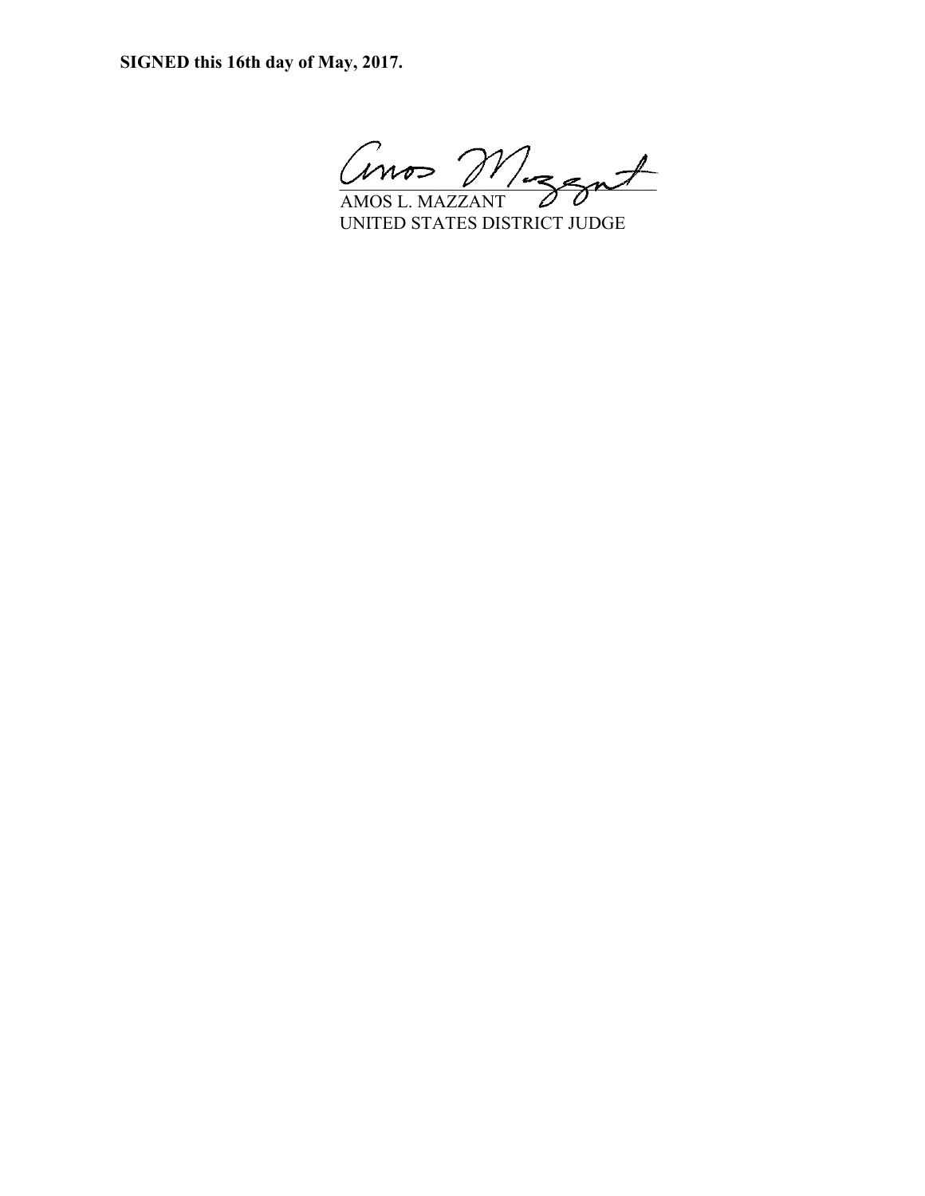**SIGNED this 16th day of May, 2017.**

AMOS L. MAZZANT
UNITED STATES DISTRICT JUDGE